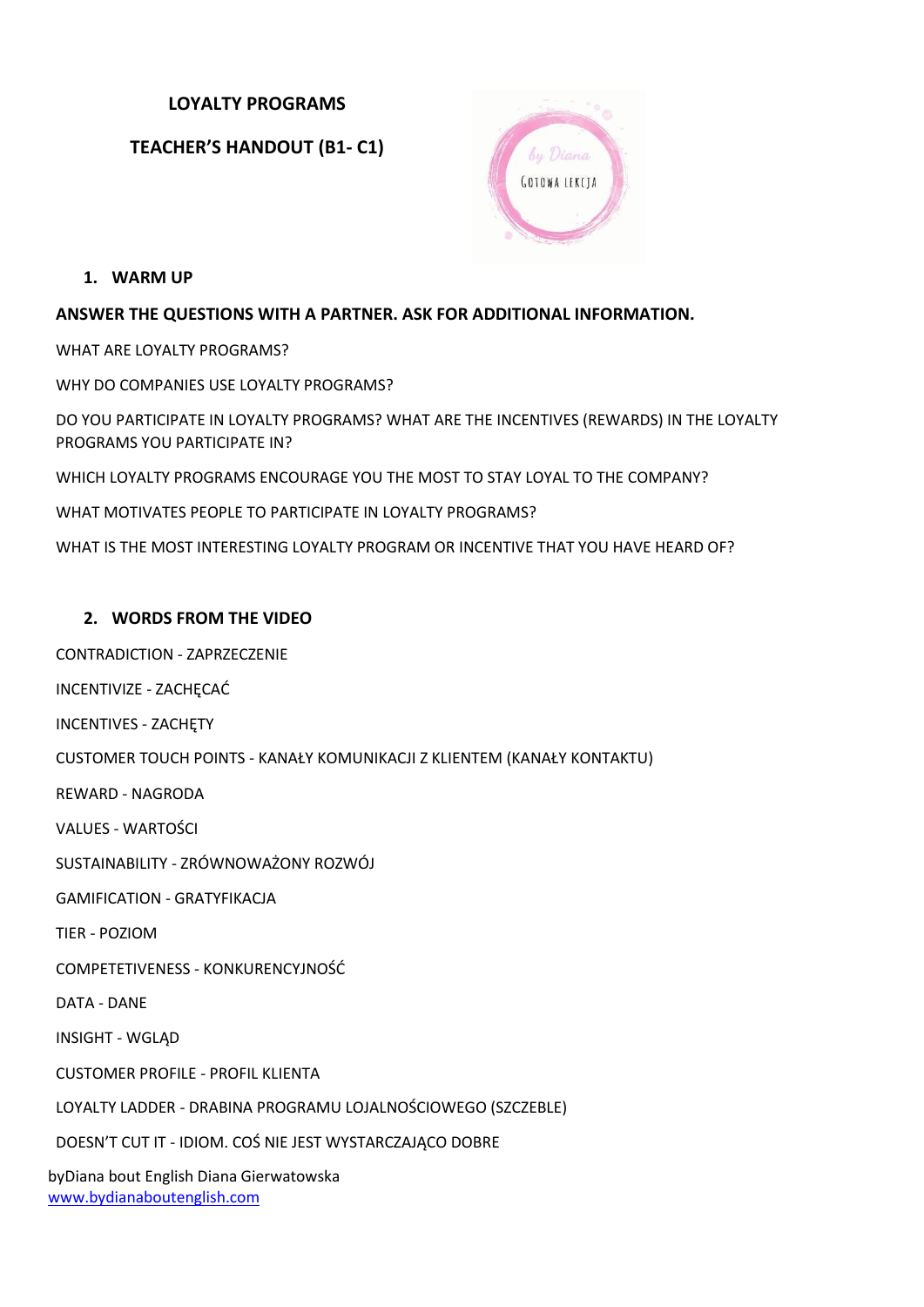# LOYALTY PROGRAMS

## TEACHER'S HANDOUT (B1- C1)

### 1. WARM UP

**ANSWER THE QUESTIONS WITH A PARTNER. ASK FOR ADDITIONAL INFORMATION.**

WHAT ARE LOYALTY PROGRAMS?

WHY DO COMPANIES USE LOYALTY PROGRAMS?

DO YOU PARTICIPATE IN LOYALTY PROGRAMS? WHAT ARE THE INCENTIVES (REWARDS) IN THE LOYALTY PROGRAMS YOU PARTICIPATE IN?

WHICH LOYALTY PROGRAMS ENCOURAGE YOU THE MOST TO STAY LOYAL TO THE COMPANY?

WHAT MOTIVATES PEOPLE TO PARTICIPATE IN LOYALTY PROGRAMS?

WHAT IS THE MOST INTERESTING LOYALTY PROGRAM OR INCENTIVE THAT YOU HAVE HEARD OF?

### 2. WORDS FROM THE VIDEO

CONTRADICTION - ZAPRZECZENIE

INCENTIVIZE - ZACHĘCAĆ

INCENTIVES - ZACHĘTY

CUSTOMER TOUCH POINTS - KANAŁY KOMUNIKACJI Z KLIENTEM (KANAŁY KONTAKTU)

REWARD - NAGRODA

VALUES - WARTOŚCI

SUSTAINABILITY - ZRÓWNOWAŻONY ROZWÓJ

GAMIFICATION - GRATYFIKACJA

TIER - POZIOM

COMPETETIVENESS - KONKURENCYJNOŚĆ

DATA - DANE

INSIGHT - WGLĄD

CUSTOMER PROFILE - PROFIL KLIENTA

LOYALTY LADDER - DRABINA PROGRAMU LOJALNOŚCIOWEGO (SZCZEBLE)

DOESN'T CUT IT - IDIOM. COŚ NIE JEST WYSTARCZAJĄCO DOBRE

byDiana bout English Diana Gierwatowska
www.bydianaboutenglish.com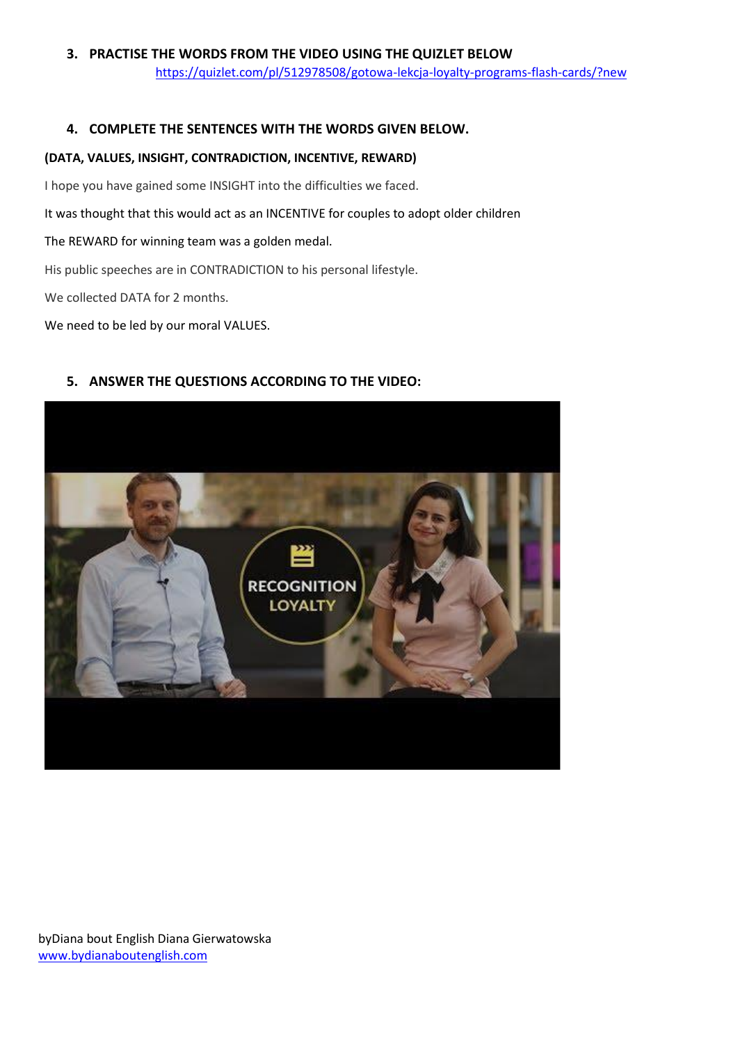3. **PRACTISE THE WORDS FROM THE VIDEO USING THE QUIZLET BELOW**
   https://quizlet.com/pl/512978508/gotowa-lekcja-loyalty-programs-flash-cards/?new

4. **COMPLETE THE SENTENCES WITH THE WORDS GIVEN BELOW.**

**(DATA, VALUES, INSIGHT, CONTRADICTION, INCENTIVE, REWARD)**

I hope you have gained some INSIGHT into the difficulties we faced.

It was thought that this would act as an INCENTIVE for couples to adopt older children

The REWARD for winning team was a golden medal.

His public speeches are in CONTRADICTION to his personal lifestyle.

We collected DATA for 2 months.

We need to be led by our moral VALUES.

5. **ANSWER THE QUESTIONS ACCORDING TO THE VIDEO:**

byDiana bout English Diana Gierwatowska
www.bydianaboutenglish.com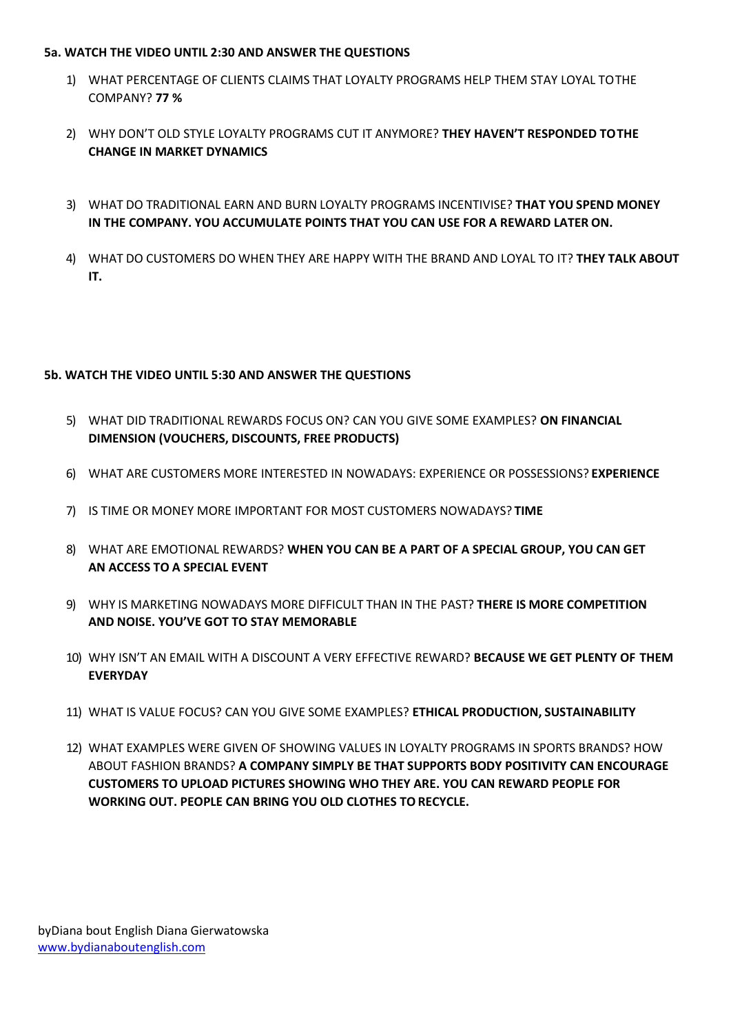**5a. WATCH THE VIDEO UNTIL 2:30 AND ANSWER THE QUESTIONS**

1) WHAT PERCENTAGE OF CLIENTS CLAIMS THAT LOYALTY PROGRAMS HELP THEM STAY LOYAL TOTHE COMPANY? **77 %**

2) WHY DON'T OLD STYLE LOYALTY PROGRAMS CUT IT ANYMORE? **THEY HAVEN'T RESPONDED TOTHE CHANGE IN MARKET DYNAMICS**

3) WHAT DO TRADITIONAL EARN AND BURN LOYALTY PROGRAMS INCENTIVISE? **THAT YOU SPEND MONEY IN THE COMPANY. YOU ACCUMULATE POINTS THAT YOU CAN USE FOR A REWARD LATER ON.**

4) WHAT DO CUSTOMERS DO WHEN THEY ARE HAPPY WITH THE BRAND AND LOYAL TO IT? **THEY TALK ABOUT IT.**

**5b. WATCH THE VIDEO UNTIL 5:30 AND ANSWER THE QUESTIONS**

5) WHAT DID TRADITIONAL REWARDS FOCUS ON? CAN YOU GIVE SOME EXAMPLES? **ON FINANCIAL DIMENSION (VOUCHERS, DISCOUNTS, FREE PRODUCTS)**

6) WHAT ARE CUSTOMERS MORE INTERESTED IN NOWADAYS: EXPERIENCE OR POSSESSIONS? **EXPERIENCE**

7) IS TIME OR MONEY MORE IMPORTANT FOR MOST CUSTOMERS NOWADAYS? **TIME**

8) WHAT ARE EMOTIONAL REWARDS? **WHEN YOU CAN BE A PART OF A SPECIAL GROUP, YOU CAN GET AN ACCESS TO A SPECIAL EVENT**

9) WHY IS MARKETING NOWADAYS MORE DIFFICULT THAN IN THE PAST? **THERE IS MORE COMPETITION AND NOISE. YOU'VE GOT TO STAY MEMORABLE**

10) WHY ISN'T AN EMAIL WITH A DISCOUNT A VERY EFFECTIVE REWARD? **BECAUSE WE GET PLENTY OF THEM EVERYDAY**

11) WHAT IS VALUE FOCUS? CAN YOU GIVE SOME EXAMPLES? **ETHICAL PRODUCTION, SUSTAINABILITY**

12) WHAT EXAMPLES WERE GIVEN OF SHOWING VALUES IN LOYALTY PROGRAMS IN SPORTS BRANDS? HOW ABOUT FASHION BRANDS? **A COMPANY SIMPLY BE THAT SUPPORTS BODY POSITIVITY CAN ENCOURAGE CUSTOMERS TO UPLOAD PICTURES SHOWING WHO THEY ARE. YOU CAN REWARD PEOPLE FOR WORKING OUT. PEOPLE CAN BRING YOU OLD CLOTHES TO RECYCLE.**

byDiana bout English Diana Gierwatowska
[www.bydianaboutenglish.com](http://www.bydianaboutenglish.com)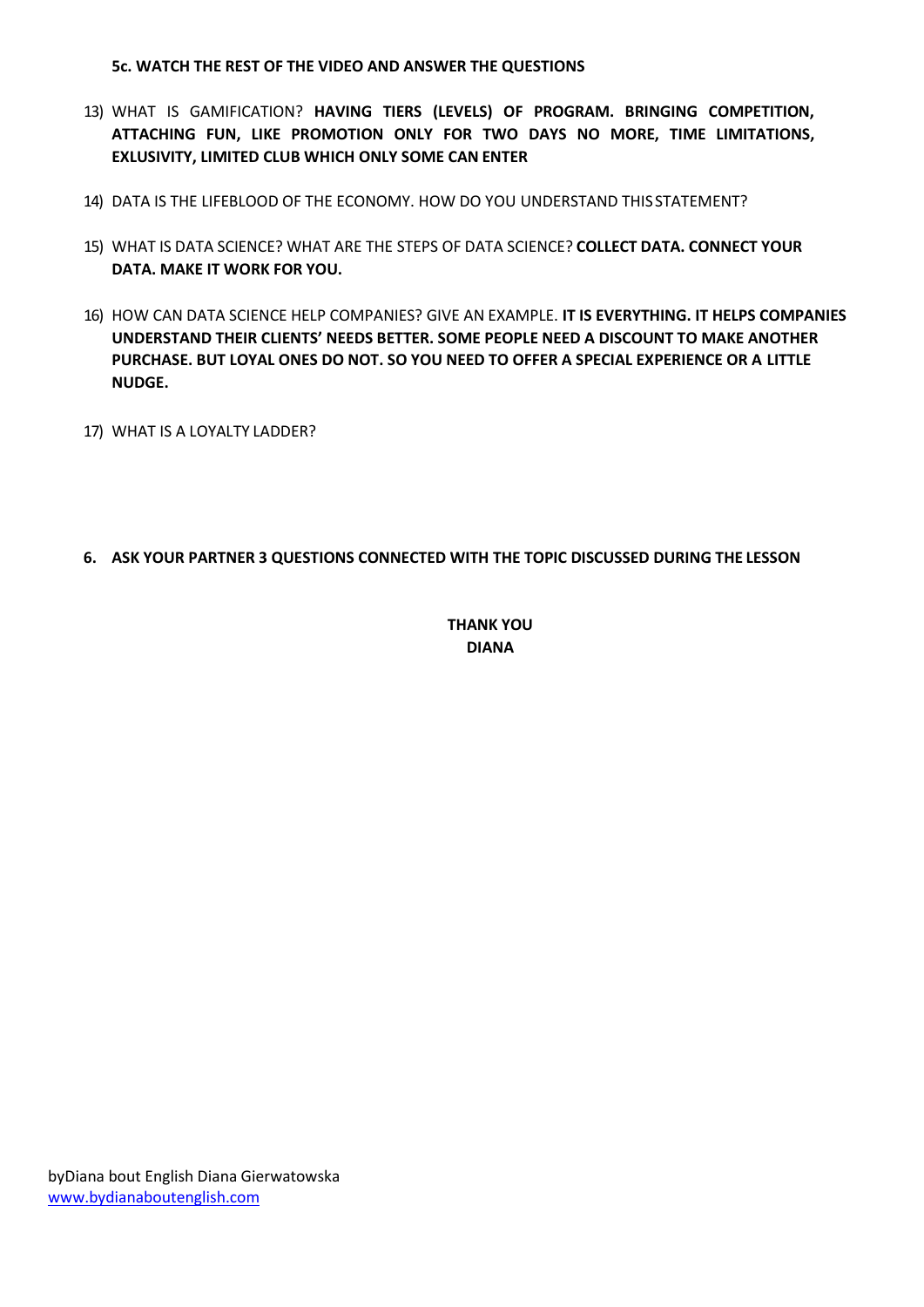**5c. WATCH THE REST OF THE VIDEO AND ANSWER THE QUESTIONS**

13) WHAT IS GAMIFICATION? **HAVING TIERS (LEVELS) OF PROGRAM. BRINGING COMPETITION, ATTACHING FUN, LIKE PROMOTION ONLY FOR TWO DAYS NO MORE, TIME LIMITATIONS, EXLUSIVITY, LIMITED CLUB WHICH ONLY SOME CAN ENTER**

14) DATA IS THE LIFEBLOOD OF THE ECONOMY. HOW DO YOU UNDERSTAND THIS STATEMENT?

15) WHAT IS DATA SCIENCE? WHAT ARE THE STEPS OF DATA SCIENCE? **COLLECT DATA. CONNECT YOUR DATA. MAKE IT WORK FOR YOU.**

16) HOW CAN DATA SCIENCE HELP COMPANIES? GIVE AN EXAMPLE. **IT IS EVERYTHING. IT HELPS COMPANIES UNDERSTAND THEIR CLIENTS' NEEDS BETTER. SOME PEOPLE NEED A DISCOUNT TO MAKE ANOTHER PURCHASE. BUT LOYAL ONES DO NOT. SO YOU NEED TO OFFER A SPECIAL EXPERIENCE OR A LITTLE NUDGE.**

17) WHAT IS A LOYALTY LADDER?

**6. ASK YOUR PARTNER 3 QUESTIONS CONNECTED WITH THE TOPIC DISCUSSED DURING THE LESSON**

**THANK YOU**
**DIANA**

byDiana bout English Diana Gierwatowska
www.bydianaboutenglish.com